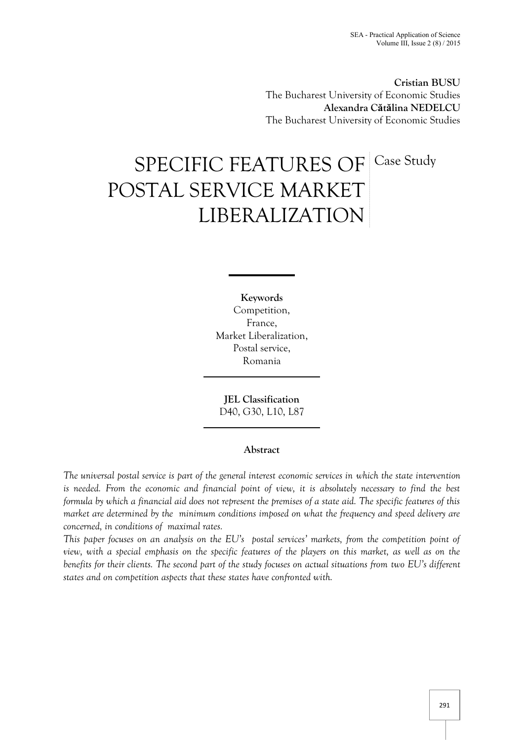**Cristian BUSU**
The Bucharest University of Economic Studies
**Alexandra Cătălina NEDELCU**
The Bucharest University of Economic Studies

# SPECIFIC FEATURES OF POSTAL SERVICE MARKET LIBERALIZATION

Case Study

**Keywords**
Competition,
France,
Market Liberalization,
Postal service,
Romania

**JEL Classification**
D40, G30, L10, L87

## Abstract

*The universal postal service is part of the general interest economic services in which the state intervention is needed. From the economic and financial point of view, it is absolutely necessary to find the best formula by which a financial aid does not represent the premises of a state aid. The specific features of this market are determined by the minimum conditions imposed on what the frequency and speed delivery are concerned, in conditions of maximal rates.*

*This paper focuses on an analysis on the EU's postal services' markets, from the competition point of view, with a special emphasis on the specific features of the players on this market, as well as on the benefits for their clients. The second part of the study focuses on actual situations from two EU's different states and on competition aspects that these states have confronted with.*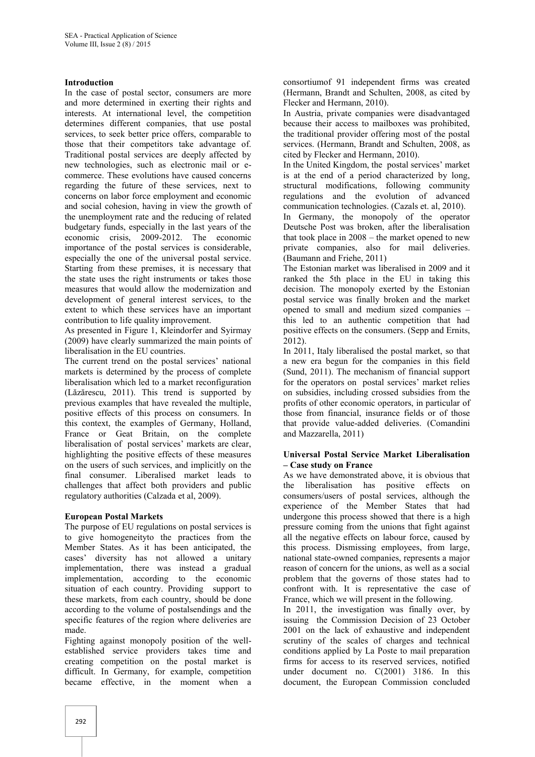**Introduction**

In the case of postal sector, consumers are more and more determined in exerting their rights and interests. At international level, the competition determines different companies, that use postal services, to seek better price offers, comparable to those that their competitors take advantage of. Traditional postal services are deeply affected by new technologies, such as electronic mail or e-commerce. These evolutions have caused concerns regarding the future of these services, next to concerns on labor force employment and economic and social cohesion, having in view the growth of the unemployment rate and the reducing of related budgetary funds, especially in the last years of the economic crisis, 2009-2012. The economic importance of the postal services is considerable, especially the one of the universal postal service. Starting from these premises, it is necessary that the state uses the right instruments or takes those measures that would allow the modernization and development of general interest services, to the extent to which these services have an important contribution to life quality improvement.

As presented in Figure 1, Kleindorfer and Syirmay (2009) have clearly summarized the main points of liberalisation in the EU countries.

The current trend on the postal services' national markets is determined by the process of complete liberalisation which led to a market reconfiguration (Lăzărescu, 2011). This trend is supported by previous examples that have revealed the multiple, positive effects of this process on consumers. In this context, the examples of Germany, Holland, France or Geat Britain, on the complete liberalisation of postal services' markets are clear, highlighting the positive effects of these measures on the users of such services, and implicitly on the final consumer. Liberalised market leads to challenges that affect both providers and public regulatory authorities (Calzada et al, 2009).

**European Postal Markets**

The purpose of EU regulations on postal services is to give homogeneityto the practices from the Member States. As it has been anticipated, the cases' diversity has not allowed a unitary implementation, there was instead a gradual implementation, according to the economic situation of each country. Providing support to these markets, from each country, should be done according to the volume of postalsendings and the specific features of the region where deliveries are made.

Fighting against monopoly position of the well-established service providers takes time and creating competition on the postal market is difficult. In Germany, for example, competition became effective, in the moment when a consortiumof 91 independent firms was created (Hermann, Brandt and Schulten, 2008, as cited by Flecker and Hermann, 2010).

In Austria, private companies were disadvantaged because their access to mailboxes was prohibited, the traditional provider offering most of the postal services. (Hermann, Brandt and Schulten, 2008, as cited by Flecker and Hermann, 2010).

In the United Kingdom, the postal services' market is at the end of a period characterized by long, structural modifications, following community regulations and the evolution of advanced communication technologies. (Cazals et. al, 2010).

In Germany, the monopoly of the operator Deutsche Post was broken, after the liberalisation that took place in 2008 – the market opened to new private companies, also for mail deliveries. (Baumann and Friehe, 2011)

The Estonian market was liberalised in 2009 and it ranked the 5th place in the EU in taking this decision. The monopoly exerted by the Estonian postal service was finally broken and the market opened to small and medium sized companies – this led to an authentic competition that had positive effects on the consumers. (Sepp and Ernits, 2012).

In 2011, Italy liberalised the postal market, so that a new era begun for the companies in this field (Sund, 2011). The mechanism of financial support for the operators on postal services' market relies on subsidies, including crossed subsidies from the profits of other economic operators, in particular of those from financial, insurance fields or of those that provide value-added deliveries. (Comandini and Mazzarella, 2011)

**Universal Postal Service Market Liberalisation – Case study on France**

As we have demonstrated above, it is obvious that the liberalisation has positive effects on consumers/users of postal services, although the experience of the Member States that had undergone this process showed that there is a high pressure coming from the unions that fight against all the negative effects on labour force, caused by this process. Dismissing employees, from large, national state-owned companies, represents a major reason of concern for the unions, as well as a social problem that the governs of those states had to confront with. It is representative the case of France, which we will present in the following.

In 2011, the investigation was finally over, by issuing the Commission Decision of 23 October 2001 on the lack of exhaustive and independent scrutiny of the scales of charges and technical conditions applied by La Poste to mail preparation firms for access to its reserved services, notified under document no. C(2001) 3186. In this document, the European Commission concluded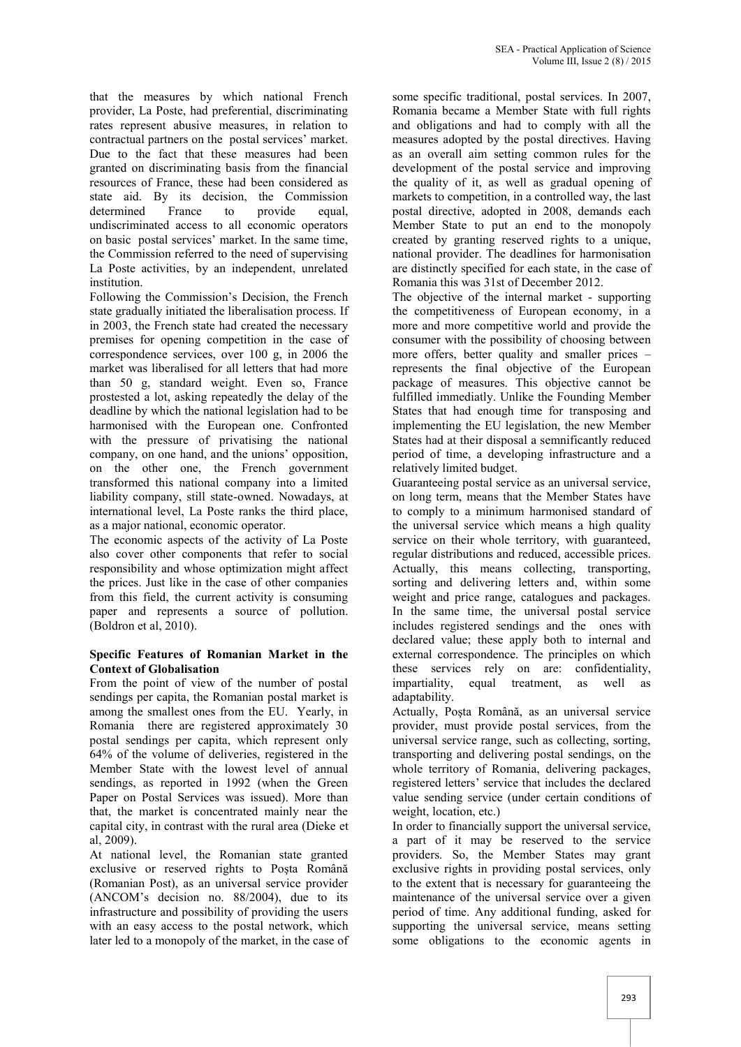that the measures by which national French provider, La Poste, had preferential, discriminating rates represent abusive measures, in relation to contractual partners on the postal services' market. Due to the fact that these measures had been granted on discriminating basis from the financial resources of France, these had been considered as state aid. By its decision, the Commission determined France to provide equal, undiscriminated access to all economic operators on basic postal services' market. In the same time, the Commission referred to the need of supervising La Poste activities, by an independent, unrelated institution.

Following the Commission's Decision, the French state gradually initiated the liberalisation process. If in 2003, the French state had created the necessary premises for opening competition in the case of correspondence services, over 100 g, in 2006 the market was liberalised for all letters that had more than 50 g, standard weight. Even so, France prostested a lot, asking repeatedly the delay of the deadline by which the national legislation had to be harmonised with the European one. Confronted with the pressure of privatising the national company, on one hand, and the unions' opposition, on the other one, the French government transformed this national company into a limited liability company, still state-owned. Nowadays, at international level, La Poste ranks the third place, as a major national, economic operator.

The economic aspects of the activity of La Poste also cover other components that refer to social responsibility and whose optimization might affect the prices. Just like in the case of other companies from this field, the current activity is consuming paper and represents a source of pollution. (Boldron et al, 2010).

**Specific Features of Romanian Market in the Context of Globalisation**

From the point of view of the number of postal sendings per capita, the Romanian postal market is among the smallest ones from the EU. Yearly, in Romania there are registered approximately 30 postal sendings per capita, which represent only 64% of the volume of deliveries, registered in the Member State with the lowest level of annual sendings, as reported in 1992 (when the Green Paper on Postal Services was issued). More than that, the market is concentrated mainly near the capital city, in contrast with the rural area (Dieke et al, 2009).

At national level, the Romanian state granted exclusive or reserved rights to Poşta Română (Romanian Post), as an universal service provider (ANCOM's decision no. 88/2004), due to its infrastructure and possibility of providing the users with an easy access to the postal network, which later led to a monopoly of the market, in the case of some specific traditional, postal services. In 2007, Romania became a Member State with full rights and obligations and had to comply with all the measures adopted by the postal directives. Having as an overall aim setting common rules for the development of the postal service and improving the quality of it, as well as gradual opening of markets to competition, in a controlled way, the last postal directive, adopted in 2008, demands each Member State to put an end to the monopoly created by granting reserved rights to a unique, national provider. The deadlines for harmonisation are distinctly specified for each state, in the case of Romania this was 31st of December 2012.

The objective of the internal market - supporting the competitiveness of European economy, in a more and more competitive world and provide the consumer with the possibility of choosing between more offers, better quality and smaller prices – represents the final objective of the European package of measures. This objective cannot be fulfilled immediatly. Unlike the Founding Member States that had enough time for transposing and implementing the EU legislation, the new Member States had at their disposal a semnificantly reduced period of time, a developing infrastructure and a relatively limited budget.

Guaranteeing postal service as an universal service, on long term, means that the Member States have to comply to a minimum harmonised standard of the universal service which means a high quality service on their whole territory, with guaranteed, regular distributions and reduced, accessible prices. Actually, this means collecting, transporting, sorting and delivering letters and, within some weight and price range, catalogues and packages. In the same time, the universal postal service includes registered sendings and the ones with declared value; these apply both to internal and external correspondence. The principles on which these services rely on are: confidentiality, impartiality, equal treatment, as well as adaptability.

Actually, Poşta Română, as an universal service provider, must provide postal services, from the universal service range, such as collecting, sorting, transporting and delivering postal sendings, on the whole territory of Romania, delivering packages, registered letters' service that includes the declared value sending service (under certain conditions of weight, location, etc.)

In order to financially support the universal service, a part of it may be reserved to the service providers. So, the Member States may grant exclusive rights in providing postal services, only to the extent that is necessary for guaranteeing the maintenance of the universal service over a given period of time. Any additional funding, asked for supporting the universal service, means setting some obligations to the economic agents in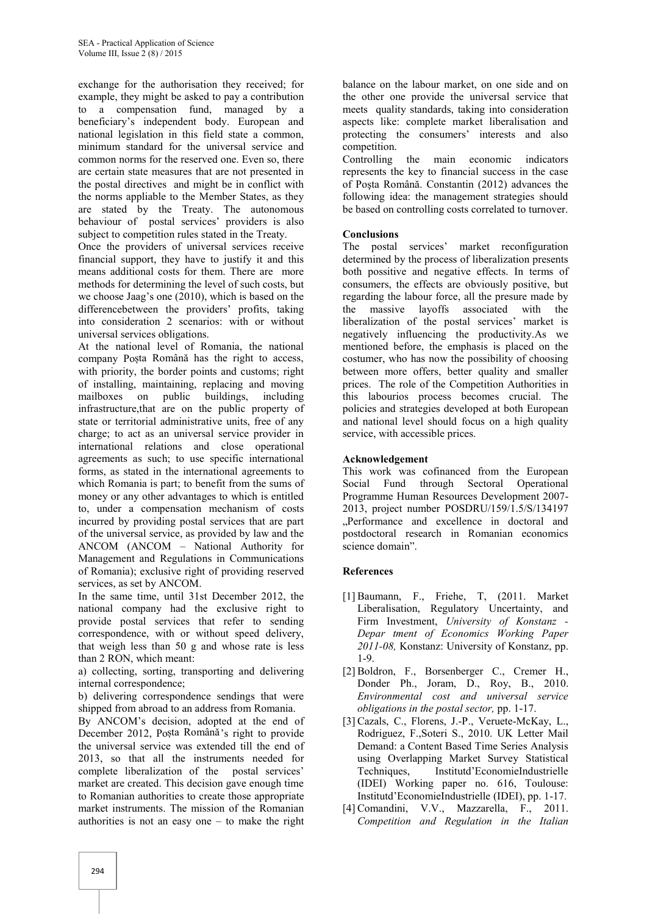exchange for the authorisation they received; for example, they might be asked to pay a contribution to a compensation fund, managed by a beneficiary's independent body. European and national legislation in this field state a common, minimum standard for the universal service and common norms for the reserved one. Even so, there are certain state measures that are not presented in the postal directives and might be in conflict with the norms appliable to the Member States, as they are stated by the Treaty. The autonomous behaviour of postal services' providers is also subject to competition rules stated in the Treaty.

Once the providers of universal services receive financial support, they have to justify it and this means additional costs for them. There are more methods for determining the level of such costs, but we choose Jaag's one (2010), which is based on the differencebetween the providers' profits, taking into consideration 2 scenarios: with or without universal services obligations.

At the national level of Romania, the national company Poșta Română has the right to access, with priority, the border points and customs; right of installing, maintaining, replacing and moving mailboxes on public buildings, including infrastructure,that are on the public property of state or territorial administrative units, free of any charge; to act as an universal service provider in international relations and close operational agreements as such; to use specific international forms, as stated in the international agreements to which Romania is part; to benefit from the sums of money or any other advantages to which is entitled to, under a compensation mechanism of costs incurred by providing postal services that are part of the universal service, as provided by law and the ANCOM (ANCOM – National Authority for Management and Regulations in Communications of Romania); exclusive right of providing reserved services, as set by ANCOM.

In the same time, until 31st December 2012, the national company had the exclusive right to provide postal services that refer to sending correspondence, with or without speed delivery, that weigh less than 50 g and whose rate is less than 2 RON, which meant:

a) collecting, sorting, transporting and delivering internal correspondence;

b) delivering correspondence sendings that were shipped from abroad to an address from Romania.

By ANCOM's decision, adopted at the end of December 2012, Poșta Română's right to provide the universal service was extended till the end of 2013, so that all the instruments needed for complete liberalization of the postal services' market are created. This decision gave enough time to Romanian authorities to create those appropriate market instruments. The mission of the Romanian authorities is not an easy one – to make the right balance on the labour market, on one side and on the other one provide the universal service that meets quality standards, taking into consideration aspects like: complete market liberalisation and protecting the consumers' interests and also competition.

Controlling the main economic indicators represents the key to financial success in the case of Poşta Română. Constantin (2012) advances the following idea: the management strategies should be based on controlling costs correlated to turnover.

## Conclusions

The postal services' market reconfiguration determined by the process of liberalization presents both possitive and negative effects. In terms of consumers, the effects are obviously positive, but regarding the labour force, all the presure made by the massive layoffs associated with the liberalization of the postal services' market is negatively influencing the productivity.As we mentioned before, the emphasis is placed on the costumer, who has now the possibility of choosing between more offers, better quality and smaller prices. The role of the Competition Authorities in this labourios process becomes crucial. The policies and strategies developed at both European and national level should focus on a high quality service, with accessible prices.

## Acknowledgement

This work was cofinanced from the European Social Fund through Sectoral Operational Programme Human Resources Development 2007-2013, project number POSDRU/159/1.5/S/134197 „Performance and excellence in doctoral and postdoctoral research in Romanian economics science domain".

## References

[1] Baumann, F., Friehe, T, (2011. Market Liberalisation, Regulatory Uncertainty, and Firm Investment, *University of Konstanz - Depar tment of Economics Working Paper 2011-08,* Konstanz: University of Konstanz, pp. 1-9.

[2] Boldron, F., Borsenberger C., Cremer H., Donder Ph., Joram, D., Roy, B., 2010. *Environmental cost and universal service obligations in the postal sector,* pp. 1-17.

[3] Cazals, C., Florens, J.-P., Veruete-McKay, L., Rodriguez, F.,Soteri S., 2010. UK Letter Mail Demand: a Content Based Time Series Analysis using Overlapping Market Survey Statistical Techniques, Institutd'EconomieIndustrielle (IDEI) Working paper no. 616, Toulouse: Institutd'EconomieIndustrielle (IDEI), pp. 1-17.

[4] Comandini, V.V., Mazzarella, F., 2011. *Competition and Regulation in the Italian*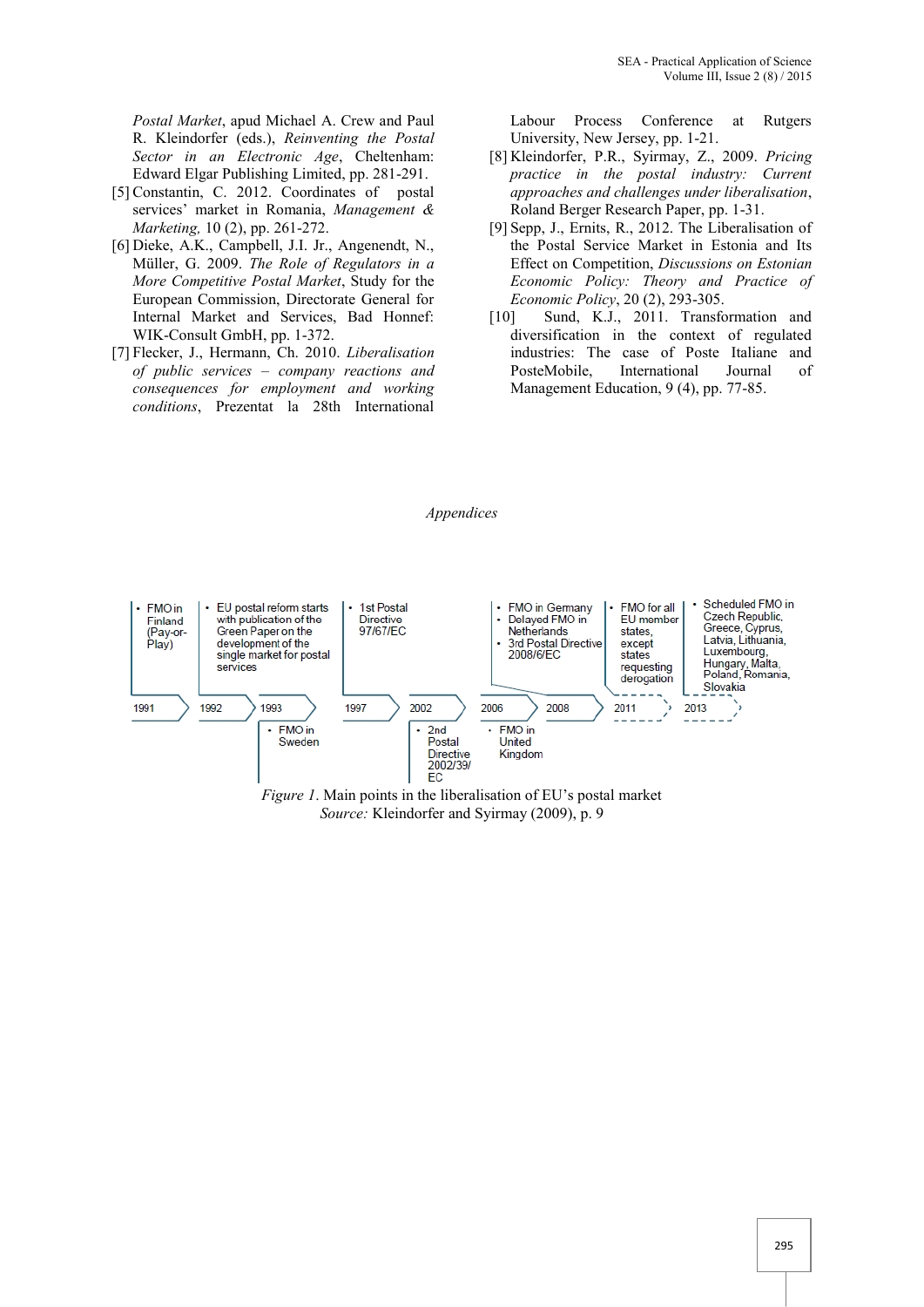*Postal Market*, apud Michael A. Crew and Paul R. Kleindorfer (eds.), *Reinventing the Postal Sector in an Electronic Age*, Cheltenham: Edward Elgar Publishing Limited, pp. 281-291.

[5] Constantin, C. 2012. Coordinates of postal services' market in Romania, *Management & Marketing,* 10 (2), pp. 261-272.

[6] Dieke, A.K., Campbell, J.I. Jr., Angenendt, N., Müller, G. 2009. *The Role of Regulators in a More Competitive Postal Market*, Study for the European Commission, Directorate General for Internal Market and Services, Bad Honnef: WIK-Consult GmbH, pp. 1-372.

[7] Flecker, J., Hermann, Ch. 2010. *Liberalisation of public services – company reactions and consequences for employment and working conditions*, Prezentat la 28th International Labour Process Conference at Rutgers University, New Jersey, pp. 1-21.

[8] Kleindorfer, P.R., Syirmay, Z., 2009. *Pricing practice in the postal industry: Current approaches and challenges under liberalisation*, Roland Berger Research Paper, pp. 1-31.

[9] Sepp, J., Ernits, R., 2012. The Liberalisation of the Postal Service Market in Estonia and Its Effect on Competition, *Discussions on Estonian Economic Policy: Theory and Practice of Economic Policy*, 20 (2), 293-305.

[10] Sund, K.J., 2011. Transformation and diversification in the context of regulated industries: The case of Poste Italiane and PosteMobile, International Journal of Management Education, 9 (4), pp. 77-85.

## Appendices

1991
- FMO in Finland (Pay-or-Play)

1992
- EU postal reform starts with publication of the Green Paper on the development of the single market for postal services

1993
- FMO in Sweden

1997
- 1st Postal Directive 97/67/EC

2002
- 2nd Postal Directive 2002/39/EC

2006
- FMO in United Kingdom

2008
- FMO in Germany
- Delayed FMO in Netherlands
- 3rd Postal Directive 2008/6/EC

2011
- FMO for all EU member states, except states requesting derogation

2013
- Scheduled FMO in Czech Republic, Greece, Cyprus, Latvia, Lithuania, Luxembourg, Hungary, Malta, Poland, Romania, Slovakia

*Figure 1*. Main points in the liberalisation of EU's postal market
*Source:* Kleindorfer and Syirmay (2009), p. 9